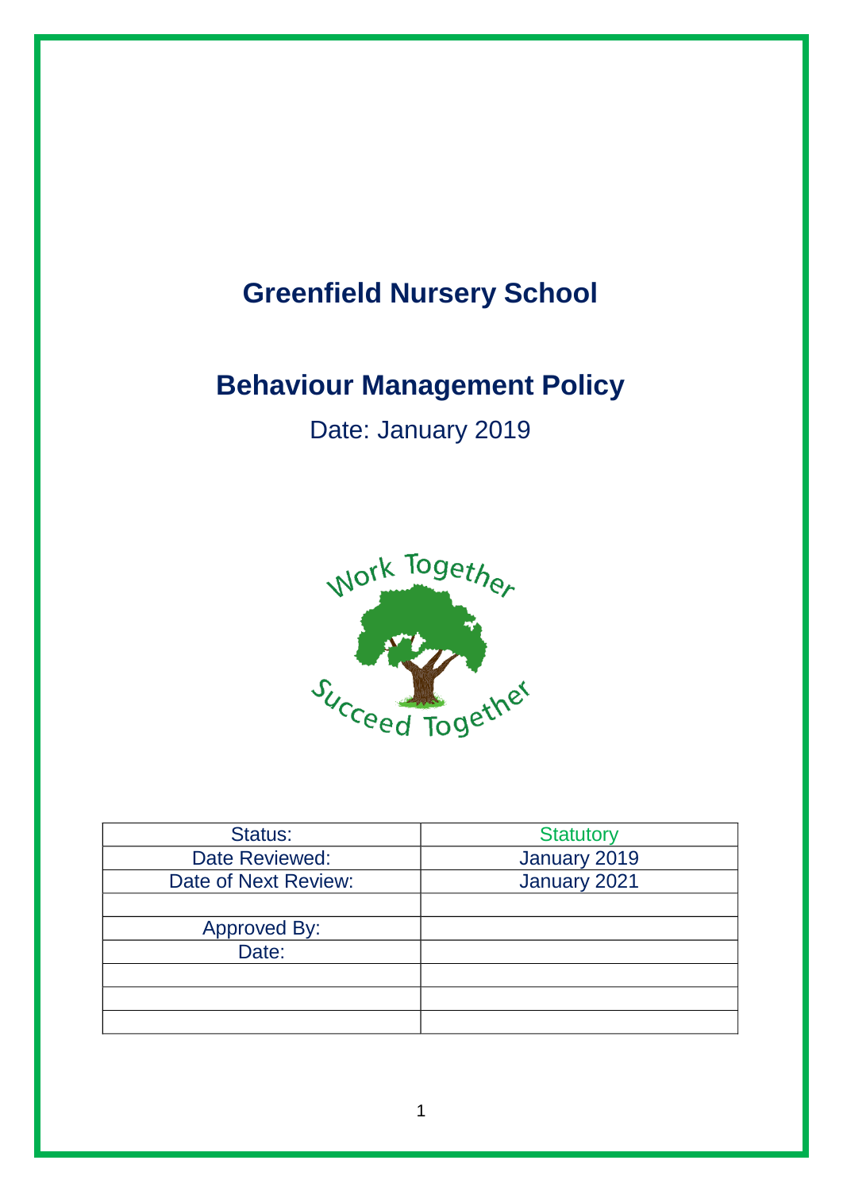# Greenfield Nursery School

# Behaviour Management Policy

Date: January 2019

Work Together

Succeed Together

| Status: | Statutory |
|---|---|
| Date Reviewed: | January 2019 |
| Date of Next Review: | January 2021 |
| | |
| Approved By: | |
| Date: | |
| | |
| | |
| | |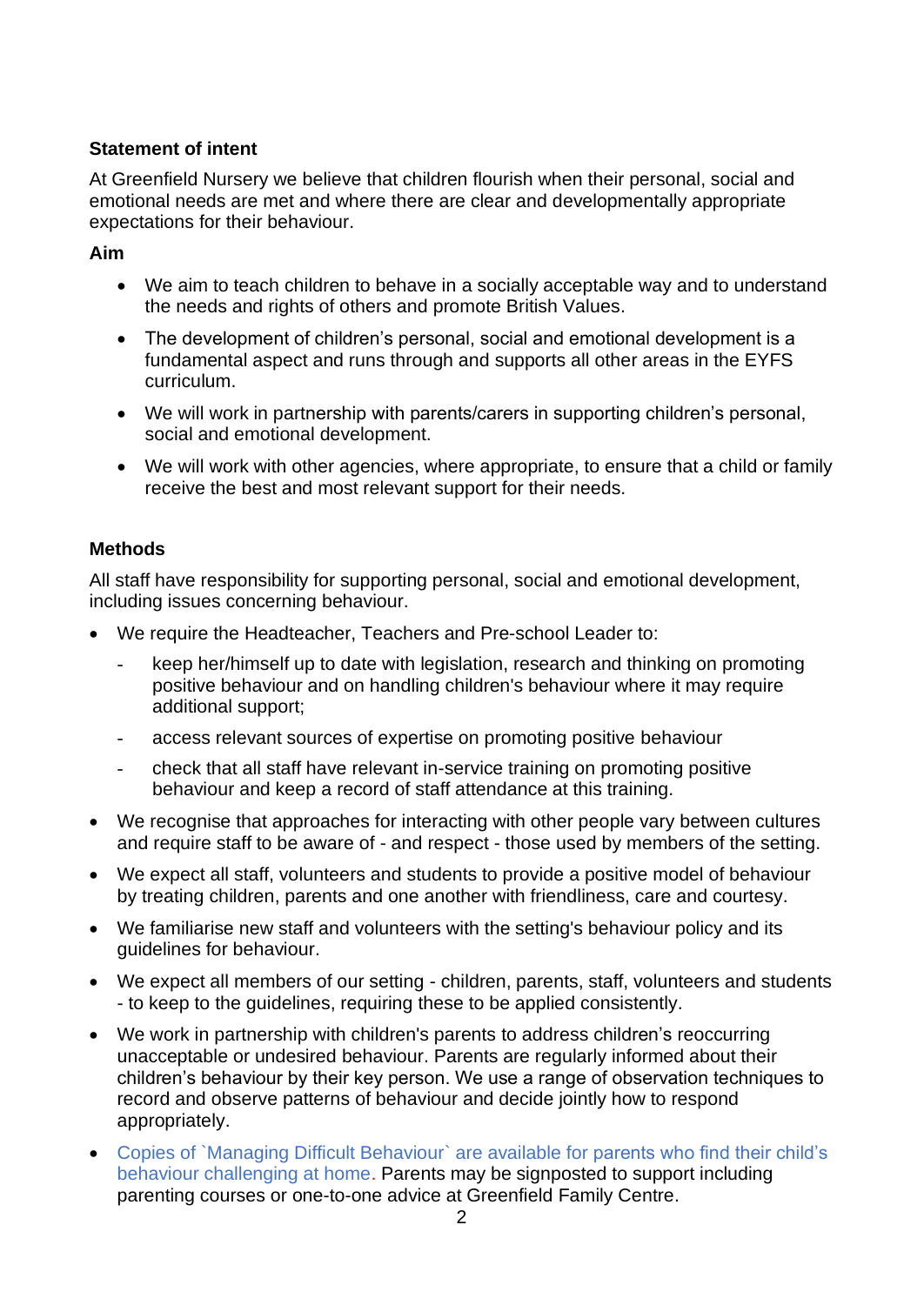**Statement of intent**

At Greenfield Nursery we believe that children flourish when their personal, social and emotional needs are met and where there are clear and developmentally appropriate expectations for their behaviour.

**Aim**

- We aim to teach children to behave in a socially acceptable way and to understand the needs and rights of others and promote British Values.
- The development of children's personal, social and emotional development is a fundamental aspect and runs through and supports all other areas in the EYFS curriculum.
- We will work in partnership with parents/carers in supporting children's personal, social and emotional development.
- We will work with other agencies, where appropriate, to ensure that a child or family receive the best and most relevant support for their needs.

**Methods**

All staff have responsibility for supporting personal, social and emotional development, including issues concerning behaviour.

- We require the Headteacher, Teachers and Pre-school Leader to:
  - keep her/himself up to date with legislation, research and thinking on promoting positive behaviour and on handling children's behaviour where it may require additional support;
  - access relevant sources of expertise on promoting positive behaviour
  - check that all staff have relevant in-service training on promoting positive behaviour and keep a record of staff attendance at this training.
- We recognise that approaches for interacting with other people vary between cultures and require staff to be aware of - and respect - those used by members of the setting.
- We expect all staff, volunteers and students to provide a positive model of behaviour by treating children, parents and one another with friendliness, care and courtesy.
- We familiarise new staff and volunteers with the setting's behaviour policy and its guidelines for behaviour.
- We expect all members of our setting - children, parents, staff, volunteers and students - to keep to the guidelines, requiring these to be applied consistently.
- We work in partnership with children's parents to address children's reoccurring unacceptable or undesired behaviour. Parents are regularly informed about their children's behaviour by their key person. We use a range of observation techniques to record and observe patterns of behaviour and decide jointly how to respond appropriately.
- Copies of `Managing Difficult Behaviour` are available for parents who find their child's behaviour challenging at home. Parents may be signposted to support including parenting courses or one-to-one advice at Greenfield Family Centre.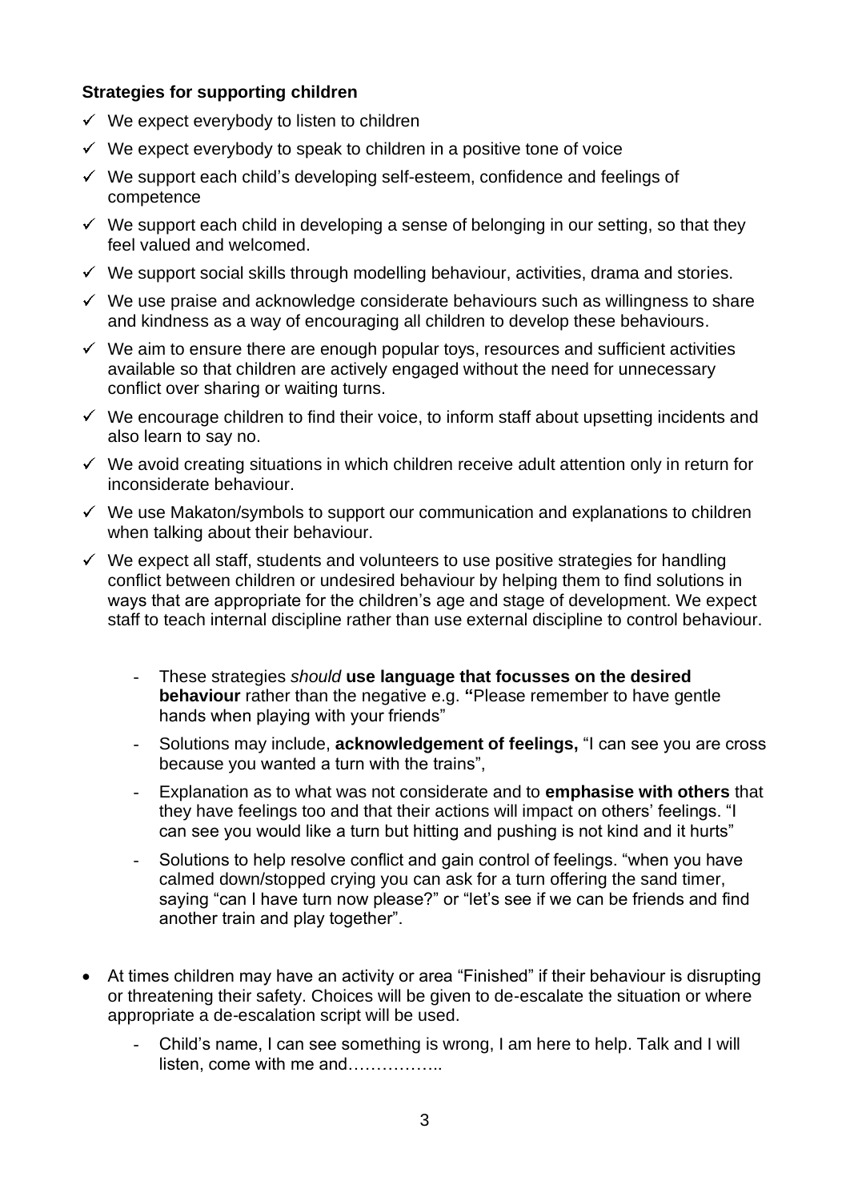**Strategies for supporting children**

- ✓ We expect everybody to listen to children
- ✓ We expect everybody to speak to children in a positive tone of voice
- ✓ We support each child's developing self-esteem, confidence and feelings of competence
- ✓ We support each child in developing a sense of belonging in our setting, so that they feel valued and welcomed.
- ✓ We support social skills through modelling behaviour, activities, drama and stories.
- ✓ We use praise and acknowledge considerate behaviours such as willingness to share and kindness as a way of encouraging all children to develop these behaviours.
- ✓ We aim to ensure there are enough popular toys, resources and sufficient activities available so that children are actively engaged without the need for unnecessary conflict over sharing or waiting turns.
- ✓ We encourage children to find their voice, to inform staff about upsetting incidents and also learn to say no.
- ✓ We avoid creating situations in which children receive adult attention only in return for inconsiderate behaviour.
- ✓ We use Makaton/symbols to support our communication and explanations to children when talking about their behaviour.
- ✓ We expect all staff, students and volunteers to use positive strategies for handling conflict between children or undesired behaviour by helping them to find solutions in ways that are appropriate for the children's age and stage of development. We expect staff to teach internal discipline rather than use external discipline to control behaviour.

    - These strategies *should* **use language that focusses on the desired behaviour** rather than the negative e.g. **"**Please remember to have gentle hands when playing with your friends"
    - Solutions may include, **acknowledgement of feelings,** "I can see you are cross because you wanted a turn with the trains",
    - Explanation as to what was not considerate and to **emphasise with others** that they have feelings too and that their actions will impact on others' feelings. "I can see you would like a turn but hitting and pushing is not kind and it hurts"
    - Solutions to help resolve conflict and gain control of feelings. "when you have calmed down/stopped crying you can ask for a turn offering the sand timer, saying "can I have turn now please?" or "let's see if we can be friends and find another train and play together".

- At times children may have an activity or area "Finished" if their behaviour is disrupting or threatening their safety. Choices will be given to de-escalate the situation or where appropriate a de-escalation script will be used.
    - Child's name, I can see something is wrong, I am here to help. Talk and I will listen, come with me and……………..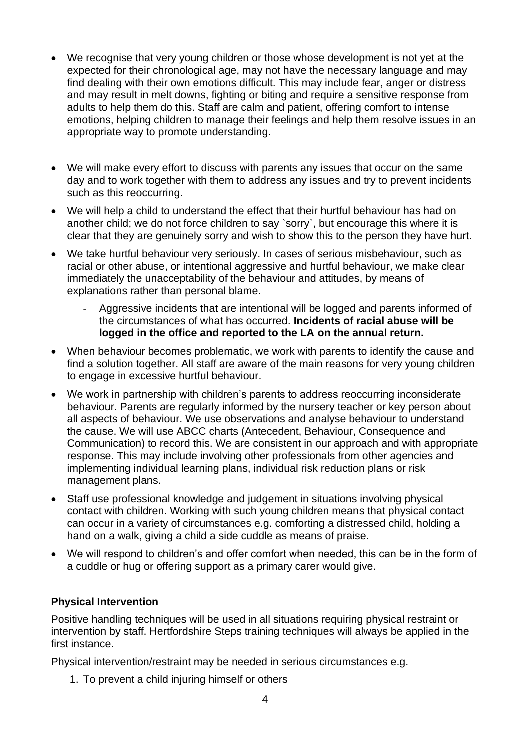- We recognise that very young children or those whose development is not yet at the expected for their chronological age, may not have the necessary language and may find dealing with their own emotions difficult. This may include fear, anger or distress and may result in melt downs, fighting or biting and require a sensitive response from adults to help them do this. Staff are calm and patient, offering comfort to intense emotions, helping children to manage their feelings and help them resolve issues in an appropriate way to promote understanding.

- We will make every effort to discuss with parents any issues that occur on the same day and to work together with them to address any issues and try to prevent incidents such as this reoccurring.
- We will help a child to understand the effect that their hurtful behaviour has had on another child; we do not force children to say `sorry`, but encourage this where it is clear that they are genuinely sorry and wish to show this to the person they have hurt.
- We take hurtful behaviour very seriously. In cases of serious misbehaviour, such as racial or other abuse, or intentional aggressive and hurtful behaviour, we make clear immediately the unacceptability of the behaviour and attitudes, by means of explanations rather than personal blame.
    - Aggressive incidents that are intentional will be logged and parents informed of the circumstances of what has occurred. **Incidents of racial abuse will be logged in the office and reported to the LA on the annual return.**
- When behaviour becomes problematic, we work with parents to identify the cause and find a solution together. All staff are aware of the main reasons for very young children to engage in excessive hurtful behaviour.
- We work in partnership with children's parents to address reoccurring inconsiderate behaviour. Parents are regularly informed by the nursery teacher or key person about all aspects of behaviour. We use observations and analyse behaviour to understand the cause. We will use ABCC charts (Antecedent, Behaviour, Consequence and Communication) to record this. We are consistent in our approach and with appropriate response. This may include involving other professionals from other agencies and implementing individual learning plans, individual risk reduction plans or risk management plans.
- Staff use professional knowledge and judgement in situations involving physical contact with children. Working with such young children means that physical contact can occur in a variety of circumstances e.g. comforting a distressed child, holding a hand on a walk, giving a child a side cuddle as means of praise.
- We will respond to children's and offer comfort when needed, this can be in the form of a cuddle or hug or offering support as a primary carer would give.

**Physical Intervention**

Positive handling techniques will be used in all situations requiring physical restraint or intervention by staff. Hertfordshire Steps training techniques will always be applied in the first instance.

Physical intervention/restraint may be needed in serious circumstances e.g.

1. To prevent a child injuring himself or others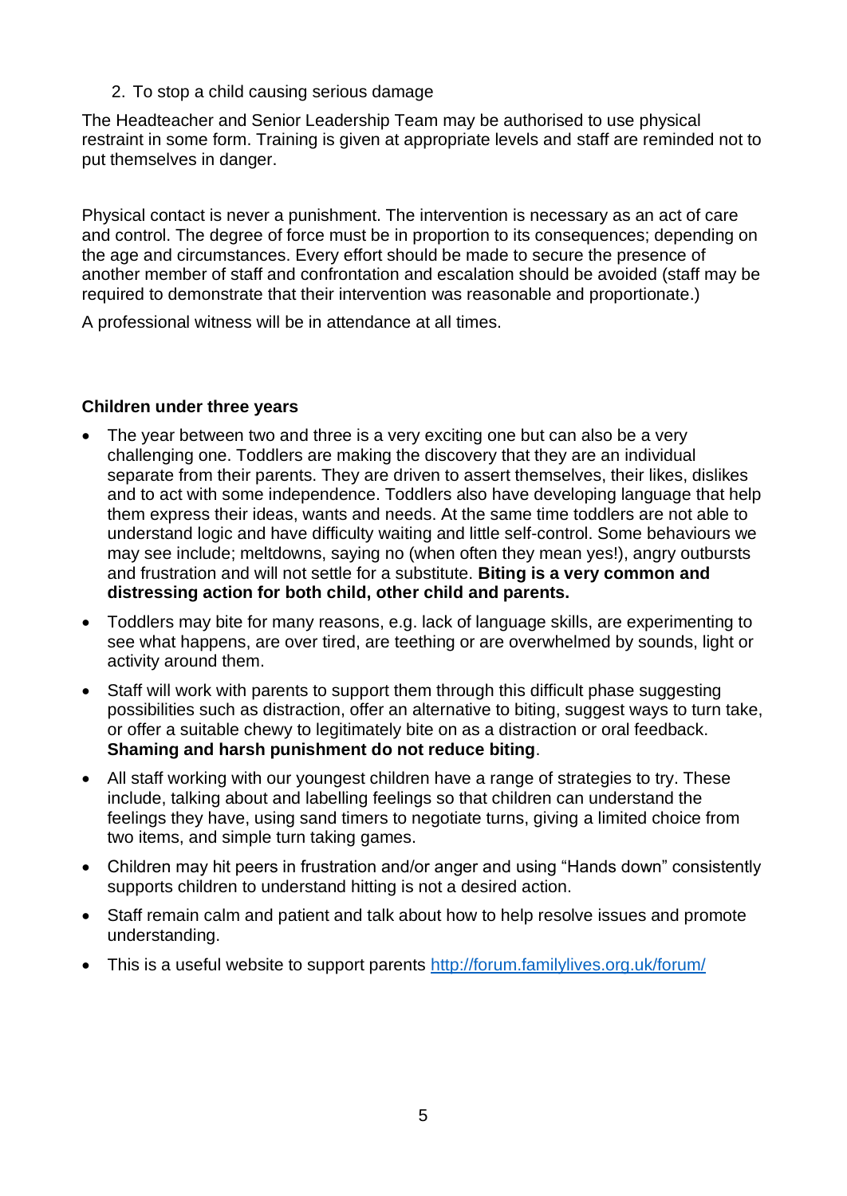2. To stop a child causing serious damage

The Headteacher and Senior Leadership Team may be authorised to use physical restraint in some form. Training is given at appropriate levels and staff are reminded not to put themselves in danger.

Physical contact is never a punishment. The intervention is necessary as an act of care and control. The degree of force must be in proportion to its consequences; depending on the age and circumstances. Every effort should be made to secure the presence of another member of staff and confrontation and escalation should be avoided (staff may be required to demonstrate that their intervention was reasonable and proportionate.)

A professional witness will be in attendance at all times.

**Children under three years**

- The year between two and three is a very exciting one but can also be a very challenging one. Toddlers are making the discovery that they are an individual separate from their parents. They are driven to assert themselves, their likes, dislikes and to act with some independence. Toddlers also have developing language that help them express their ideas, wants and needs. At the same time toddlers are not able to understand logic and have difficulty waiting and little self-control. Some behaviours we may see include; meltdowns, saying no (when often they mean yes!), angry outbursts and frustration and will not settle for a substitute. **Biting is a very common and distressing action for both child, other child and parents.**
- Toddlers may bite for many reasons, e.g. lack of language skills, are experimenting to see what happens, are over tired, are teething or are overwhelmed by sounds, light or activity around them.
- Staff will work with parents to support them through this difficult phase suggesting possibilities such as distraction, offer an alternative to biting, suggest ways to turn take, or offer a suitable chewy to legitimately bite on as a distraction or oral feedback. **Shaming and harsh punishment do not reduce biting**.
- All staff working with our youngest children have a range of strategies to try. These include, talking about and labelling feelings so that children can understand the feelings they have, using sand timers to negotiate turns, giving a limited choice from two items, and simple turn taking games.
- Children may hit peers in frustration and/or anger and using "Hands down" consistently supports children to understand hitting is not a desired action.
- Staff remain calm and patient and talk about how to help resolve issues and promote understanding.
- This is a useful website to support parents [http://forum.familylives.org.uk/forum/](http://forum.familylives.org.uk/forum/)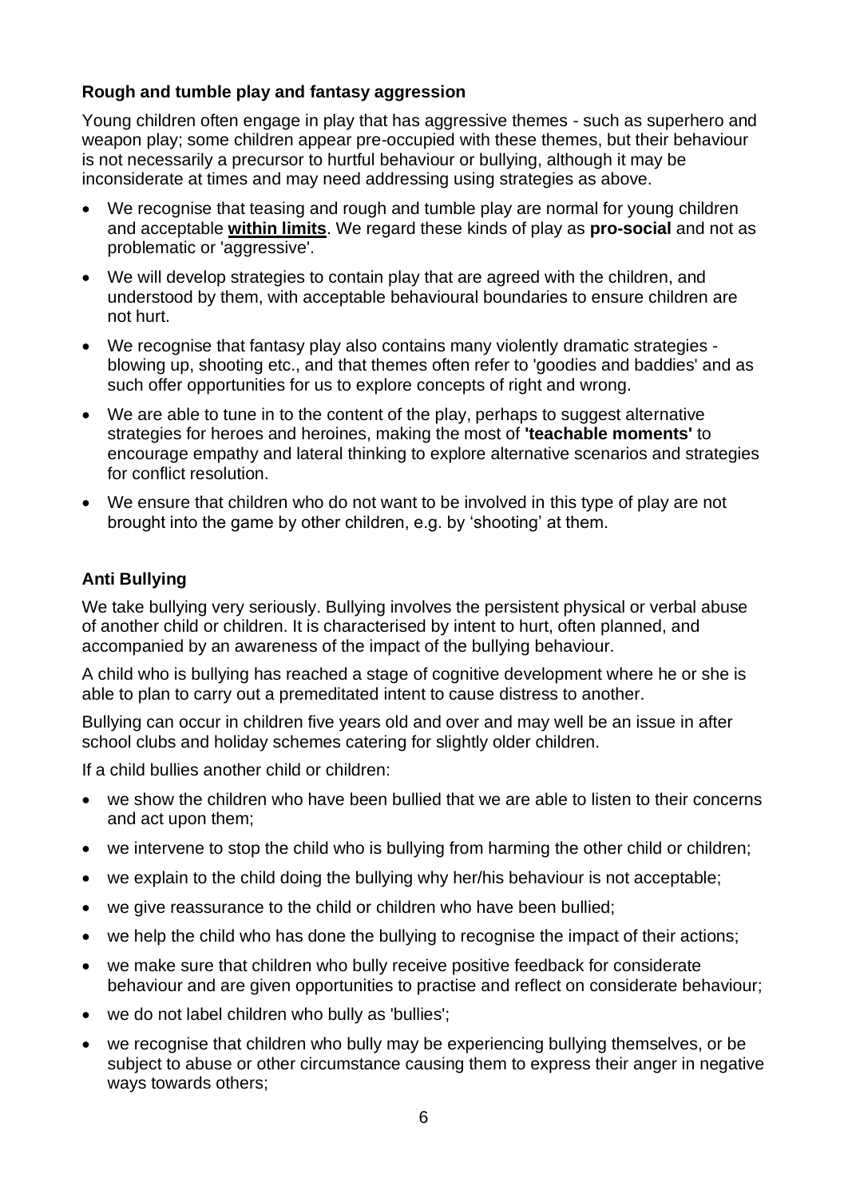### Rough and tumble play and fantasy aggression

Young children often engage in play that has aggressive themes - such as superhero and weapon play; some children appear pre-occupied with these themes, but their behaviour is not necessarily a precursor to hurtful behaviour or bullying, although it may be inconsiderate at times and may need addressing using strategies as above.

- We recognise that teasing and rough and tumble play are normal for young children and acceptable **within limits**. We regard these kinds of play as **pro-social** and not as problematic or 'aggressive'.
- We will develop strategies to contain play that are agreed with the children, and understood by them, with acceptable behavioural boundaries to ensure children are not hurt.
- We recognise that fantasy play also contains many violently dramatic strategies - blowing up, shooting etc., and that themes often refer to 'goodies and baddies' and as such offer opportunities for us to explore concepts of right and wrong.
- We are able to tune in to the content of the play, perhaps to suggest alternative strategies for heroes and heroines, making the most of **'teachable moments'** to encourage empathy and lateral thinking to explore alternative scenarios and strategies for conflict resolution.
- We ensure that children who do not want to be involved in this type of play are not brought into the game by other children, e.g. by 'shooting' at them.

### Anti Bullying

We take bullying very seriously. Bullying involves the persistent physical or verbal abuse of another child or children. It is characterised by intent to hurt, often planned, and accompanied by an awareness of the impact of the bullying behaviour.

A child who is bullying has reached a stage of cognitive development where he or she is able to plan to carry out a premeditated intent to cause distress to another.

Bullying can occur in children five years old and over and may well be an issue in after school clubs and holiday schemes catering for slightly older children.

If a child bullies another child or children:

- we show the children who have been bullied that we are able to listen to their concerns and act upon them;
- we intervene to stop the child who is bullying from harming the other child or children;
- we explain to the child doing the bullying why her/his behaviour is not acceptable;
- we give reassurance to the child or children who have been bullied;
- we help the child who has done the bullying to recognise the impact of their actions;
- we make sure that children who bully receive positive feedback for considerate behaviour and are given opportunities to practise and reflect on considerate behaviour;
- we do not label children who bully as 'bullies';
- we recognise that children who bully may be experiencing bullying themselves, or be subject to abuse or other circumstance causing them to express their anger in negative ways towards others;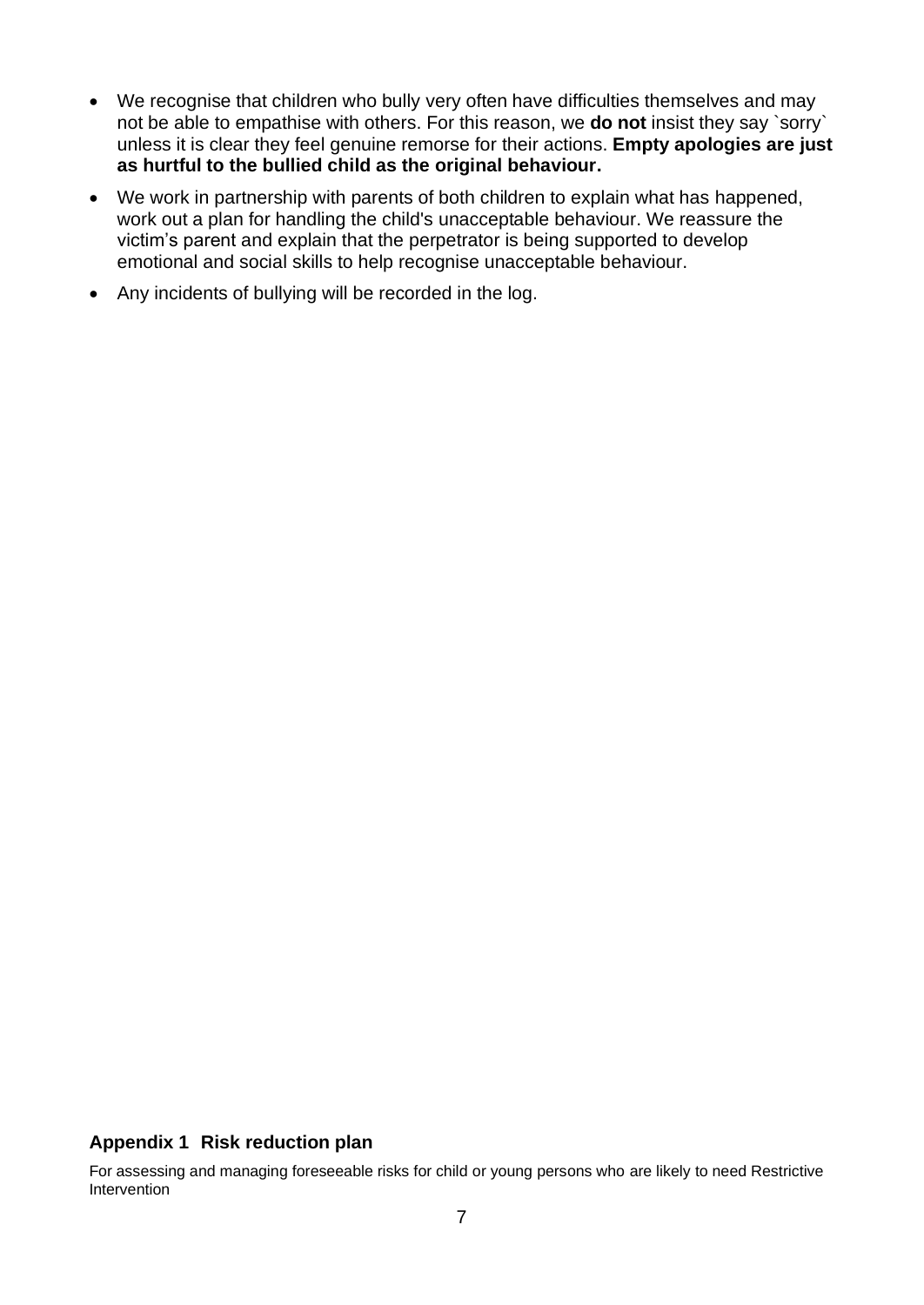- We recognise that children who bully very often have difficulties themselves and may not be able to empathise with others. For this reason, we **do not** insist they say `sorry` unless it is clear they feel genuine remorse for their actions. **Empty apologies are just as hurtful to the bullied child as the original behaviour.**
- We work in partnership with parents of both children to explain what has happened, work out a plan for handling the child's unacceptable behaviour. We reassure the victim's parent and explain that the perpetrator is being supported to develop emotional and social skills to help recognise unacceptable behaviour.
- Any incidents of bullying will be recorded in the log.

### Appendix 1 Risk reduction plan

For assessing and managing foreseeable risks for child or young persons who are likely to need Restrictive Intervention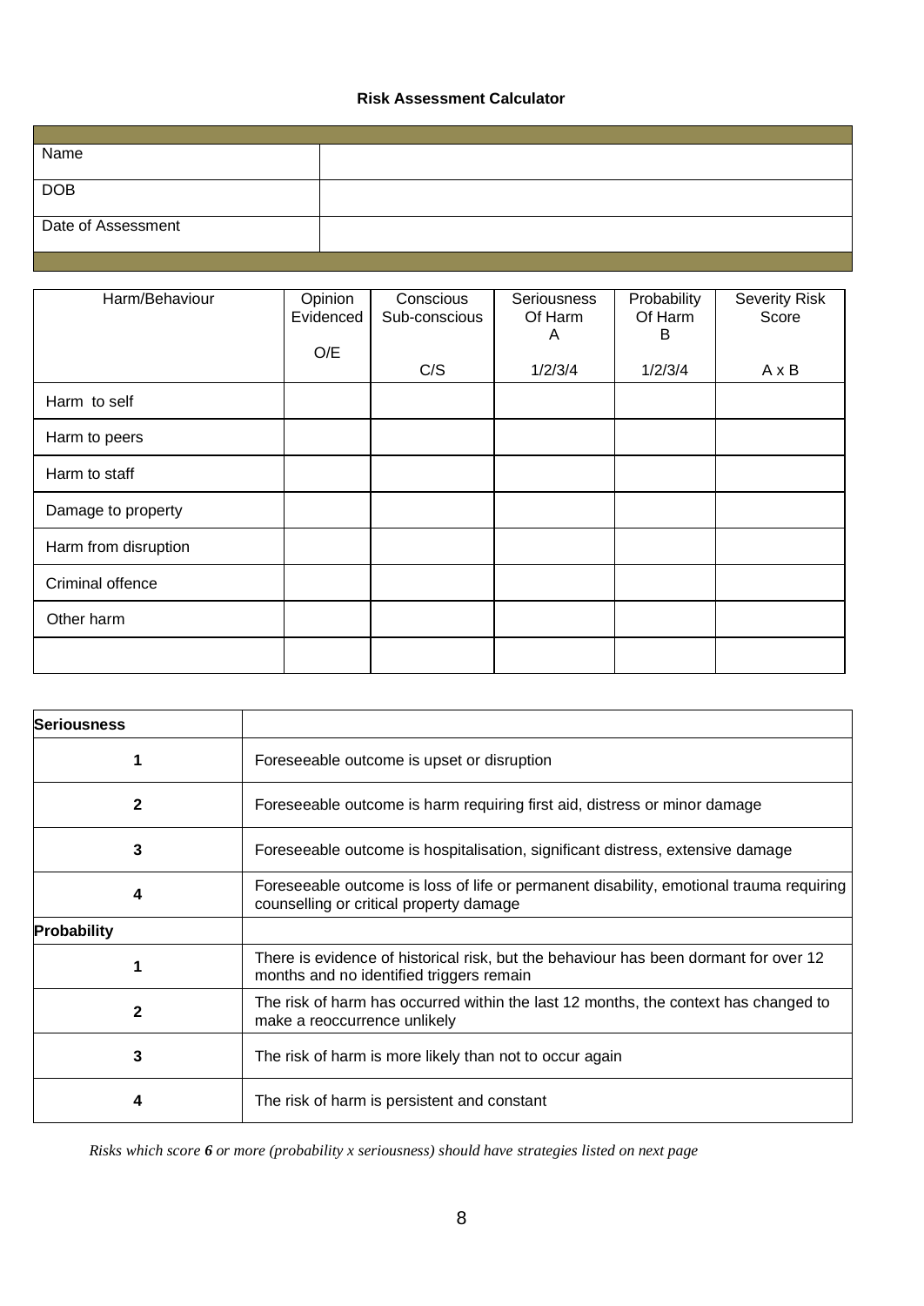**Risk Assessment Calculator**

| | |
|---|---|
| Name | |
| DOB | |
| Date of Assessment | |

| Harm/Behaviour | Opinion Evidenced O/E | Conscious Sub-conscious C/S | Seriousness Of Harm A 1/2/3/4 | Probability Of Harm B 1/2/3/4 | Severity Risk Score A x B |
|---|---|---|---|---|---|
| Harm to self | | | | | |
| Harm to peers | | | | | |
| Harm to staff | | | | | |
| Damage to property | | | | | |
| Harm from disruption | | | | | |
| Criminal offence | | | | | |
| Other harm | | | | | |
| | | | | | |

| **Seriousness** | |
|---|---|
| 1 | Foreseeable outcome is upset or disruption |
| 2 | Foreseeable outcome is harm requiring first aid, distress or minor damage |
| 3 | Foreseeable outcome is hospitalisation, significant distress, extensive damage |
| 4 | Foreseeable outcome is loss of life or permanent disability, emotional trauma requiring counselling or critical property damage |
| **Probability** | |
| 1 | There is evidence of historical risk, but the behaviour has been dormant for over 12 months and no identified triggers remain |
| 2 | The risk of harm has occurred within the last 12 months, the context has changed to make a reoccurrence unlikely |
| 3 | The risk of harm is more likely than not to occur again |
| 4 | The risk of harm is persistent and constant |

*Risks which score **6** or more (probability x seriousness) should have strategies listed on next page*